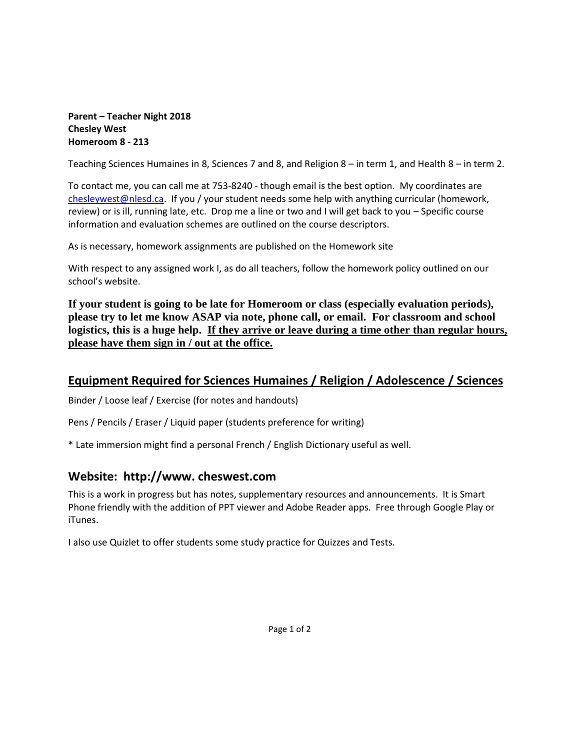**Parent – Teacher Night 2018**
**Chesley West**
**Homeroom 8 - 213**

Teaching Sciences Humaines in 8, Sciences 7 and 8, and Religion 8 – in term 1, and Health 8 – in term 2.

To contact me, you can call me at 753-8240 - though email is the best option. My coordinates are chesleywest@nlesd.ca. If you / your student needs some help with anything curricular (homework, review) or is ill, running late, etc. Drop me a line or two and I will get back to you – Specific course information and evaluation schemes are outlined on the course descriptors.

As is necessary, homework assignments are published on the Homework site

With respect to any assigned work I, as do all teachers, follow the homework policy outlined on our school's website.

**If your student is going to be late for Homeroom or class (especially evaluation periods), please try to let me know ASAP via note, phone call, or email. For classroom and school logistics, this is a huge help. <u>If they arrive or leave during a time other than regular hours, please have them sign in / out at the office.</u>**

## <u>Equipment Required for Sciences Humaines / Religion / Adolescence / Sciences</u>

Binder / Loose leaf / Exercise (for notes and handouts)

Pens / Pencils / Eraser / Liquid paper (students preference for writing)

* Late immersion might find a personal French / English Dictionary useful as well.

## Website: http://www. cheswest.com

This is a work in progress but has notes, supplementary resources and announcements. It is Smart Phone friendly with the addition of PPT viewer and Adobe Reader apps. Free through Google Play or iTunes.

I also use Quizlet to offer students some study practice for Quizzes and Tests.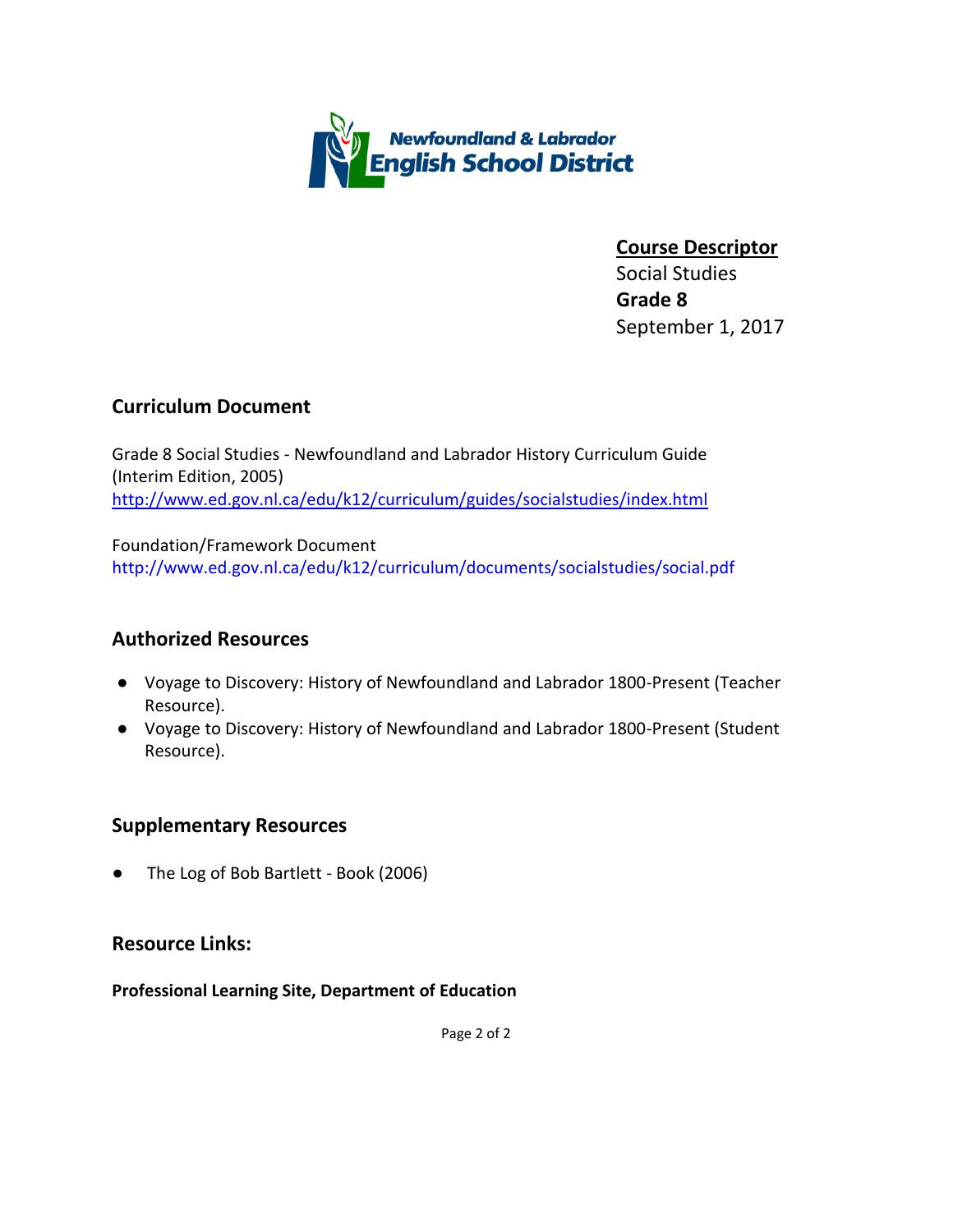**Newfoundland & Labrador English School District**

**Course Descriptor**
Social Studies
**Grade 8**
September 1, 2017

## Curriculum Document

Grade 8 Social Studies - Newfoundland and Labrador History Curriculum Guide (Interim Edition, 2005)
http://www.ed.gov.nl.ca/edu/k12/curriculum/guides/socialstudies/index.html

Foundation/Framework Document
http://www.ed.gov.nl.ca/edu/k12/curriculum/documents/socialstudies/social.pdf

## Authorized Resources

- Voyage to Discovery: History of Newfoundland and Labrador 1800-Present (Teacher Resource).
- Voyage to Discovery: History of Newfoundland and Labrador 1800-Present (Student Resource).

## Supplementary Resources

- The Log of Bob Bartlett - Book (2006)

## Resource Links:

**Professional Learning Site, Department of Education**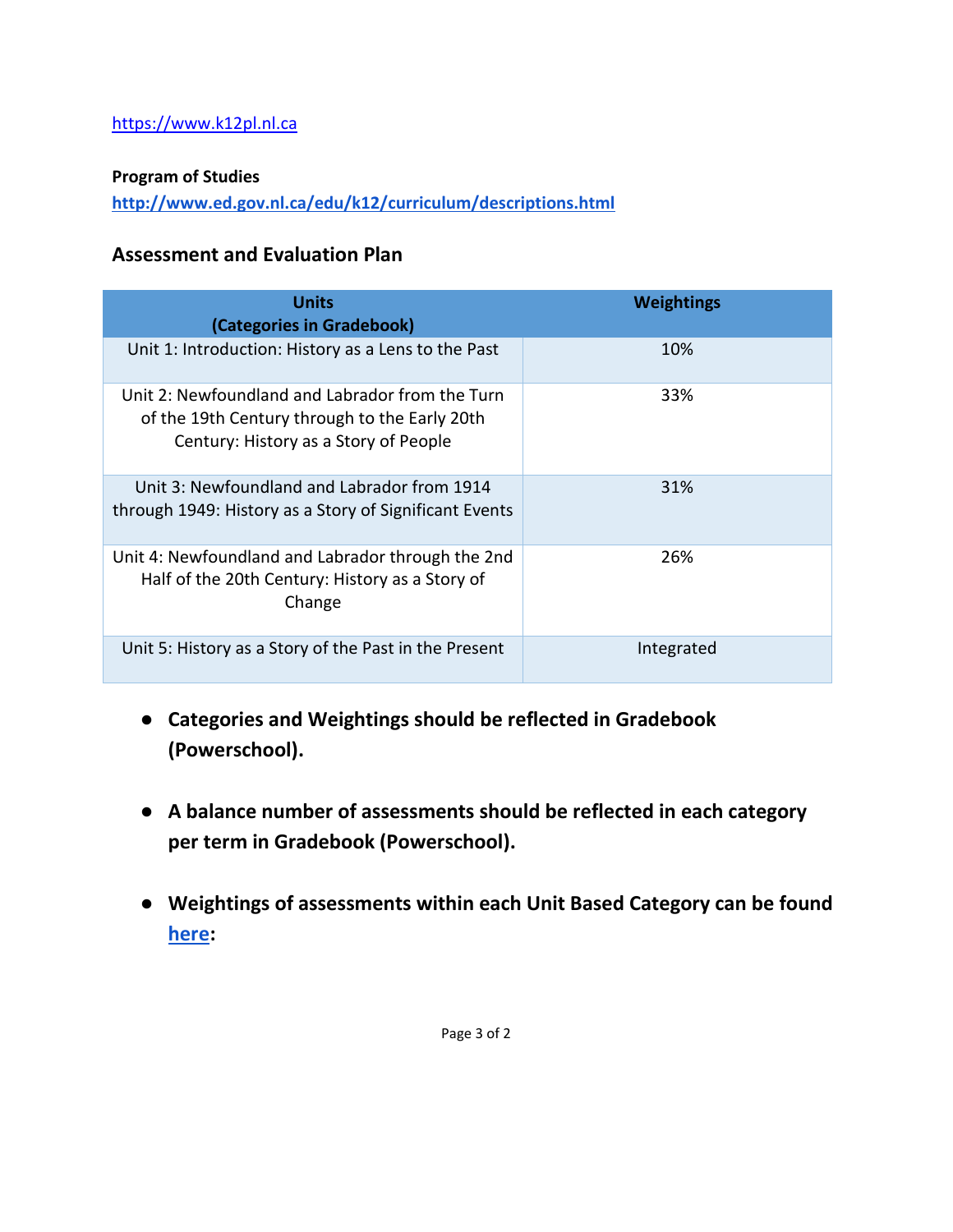https://www.k12pl.nl.ca

**Program of Studies**
**http://www.ed.gov.nl.ca/edu/k12/curriculum/descriptions.html**

## Assessment and Evaluation Plan

| Units (Categories in Gradebook) | Weightings |
|---|---|
| Unit 1: Introduction: History as a Lens to the Past | 10% |
| Unit 2: Newfoundland and Labrador from the Turn of the 19th Century through to the Early 20th Century: History as a Story of People | 33% |
| Unit 3: Newfoundland and Labrador from 1914 through 1949: History as a Story of Significant Events | 31% |
| Unit 4: Newfoundland and Labrador through the 2nd Half of the 20th Century: History as a Story of Change | 26% |
| Unit 5: History as a Story of the Past in the Present | Integrated |

- **Categories and Weightings should be reflected in Gradebook (Powerschool).**
- **A balance number of assessments should be reflected in each category per term in Gradebook (Powerschool).**
- **Weightings of assessments within each Unit Based Category can be found here:**